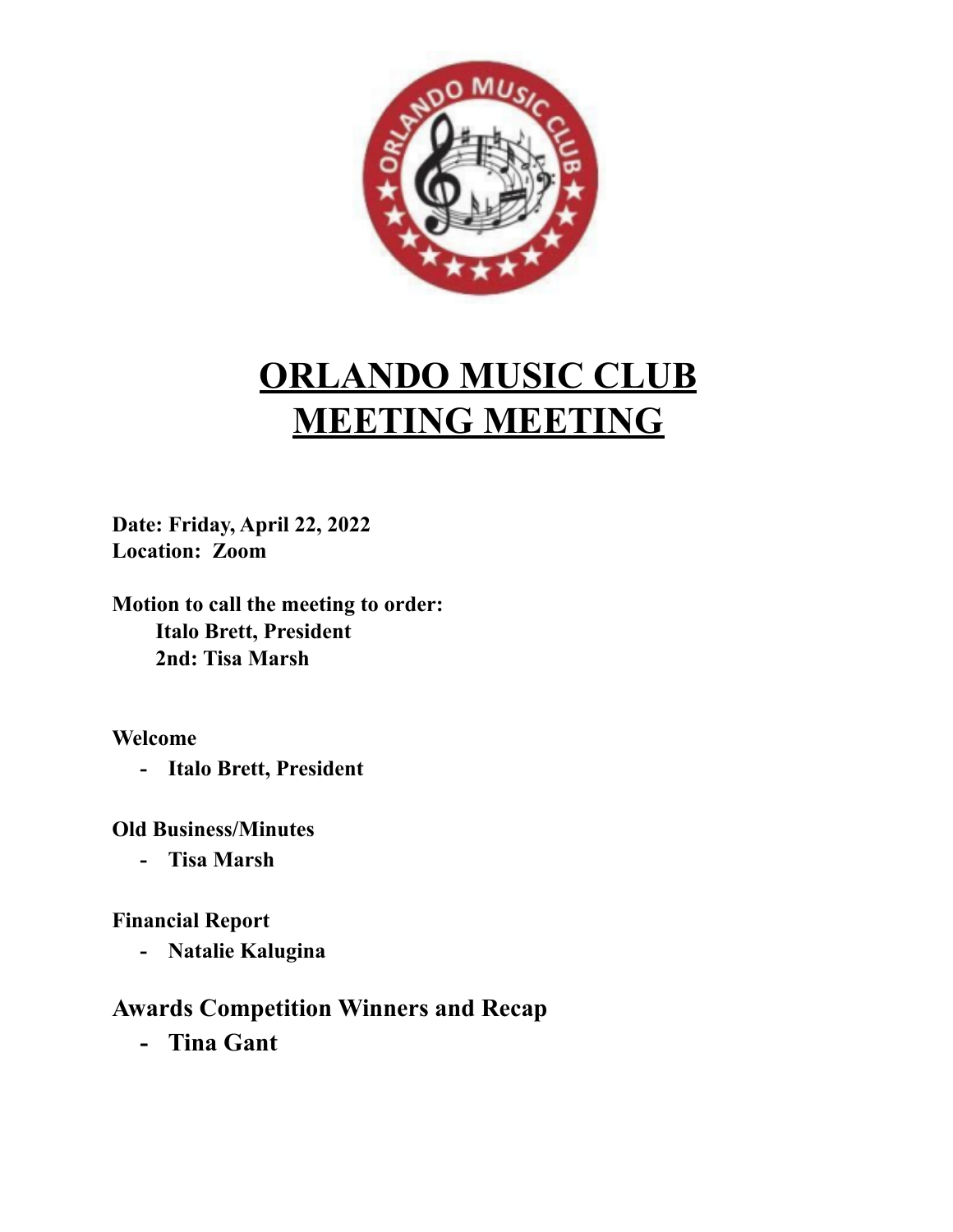# ORLANDO MUSIC CLUB MEETING MEETING

**Date: Friday, April 22, 2022**
**Location: Zoom**

**Motion to call the meeting to order:**
**Italo Brett, President**
**2nd: Tisa Marsh**

**Welcome**

- **Italo Brett, President**

**Old Business/Minutes**

- **Tisa Marsh**

**Financial Report**

- **Natalie Kalugina**

**Awards Competition Winners and Recap**

- **Tina Gant**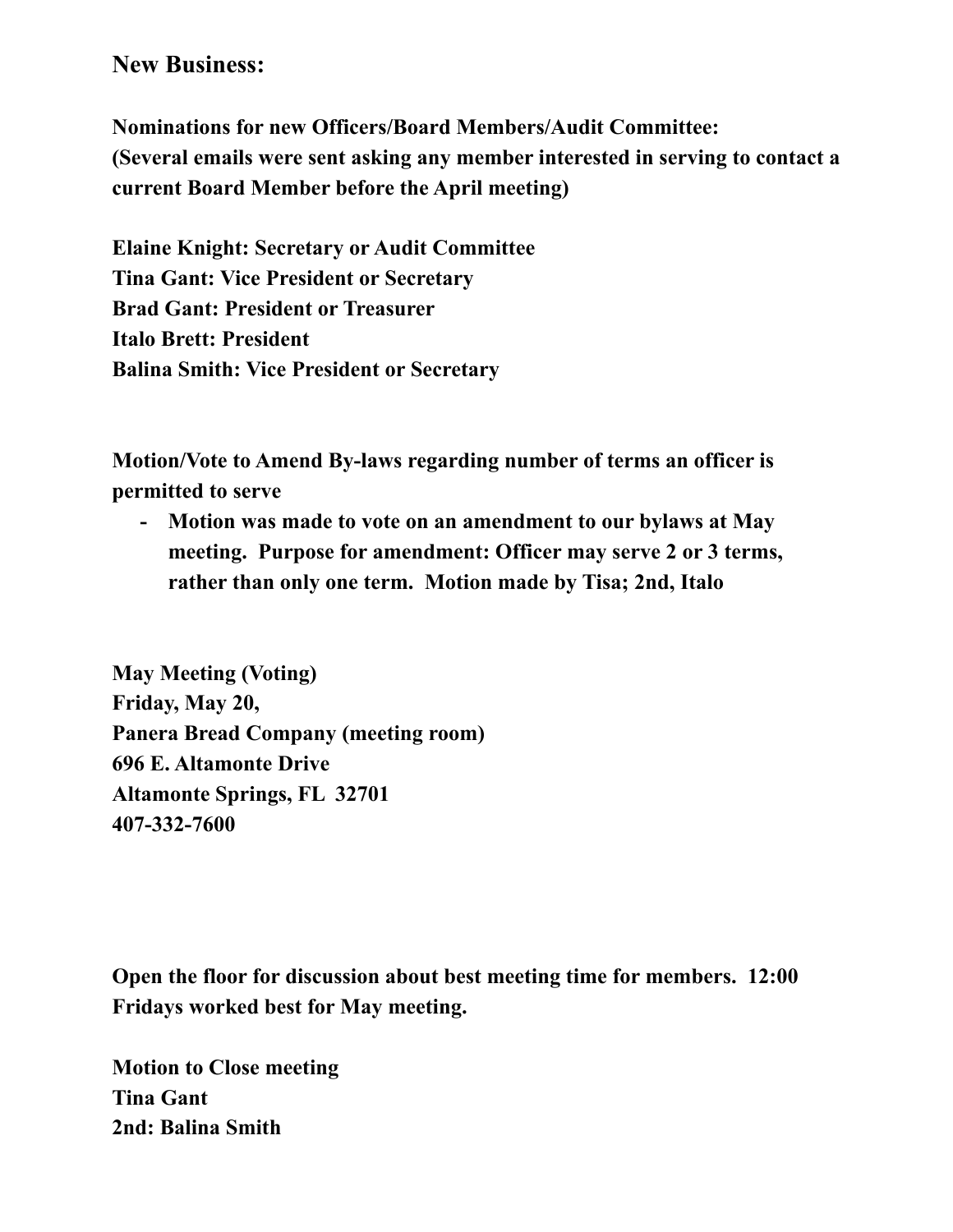## New Business:

**Nominations for new Officers/Board Members/Audit Committee:**
**(Several emails were sent asking any member interested in serving to contact a current Board Member before the April meeting)**

**Elaine Knight: Secretary or Audit Committee**
**Tina Gant: Vice President or Secretary**
**Brad Gant: President or Treasurer**
**Italo Brett: President**
**Balina Smith: Vice President or Secretary**

**Motion/Vote to Amend By-laws regarding number of terms an officer is permitted to serve**

- **Motion was made to vote on an amendment to our bylaws at May meeting. Purpose for amendment: Officer may serve 2 or 3 terms, rather than only one term. Motion made by Tisa; 2nd, Italo**

**May Meeting (Voting)**
**Friday, May 20,**
**Panera Bread Company (meeting room)**
**696 E. Altamonte Drive**
**Altamonte Springs, FL 32701**
**407-332-7600**

**Open the floor for discussion about best meeting time for members. 12:00 Fridays worked best for May meeting.**

**Motion to Close meeting**
**Tina Gant**
**2nd: Balina Smith**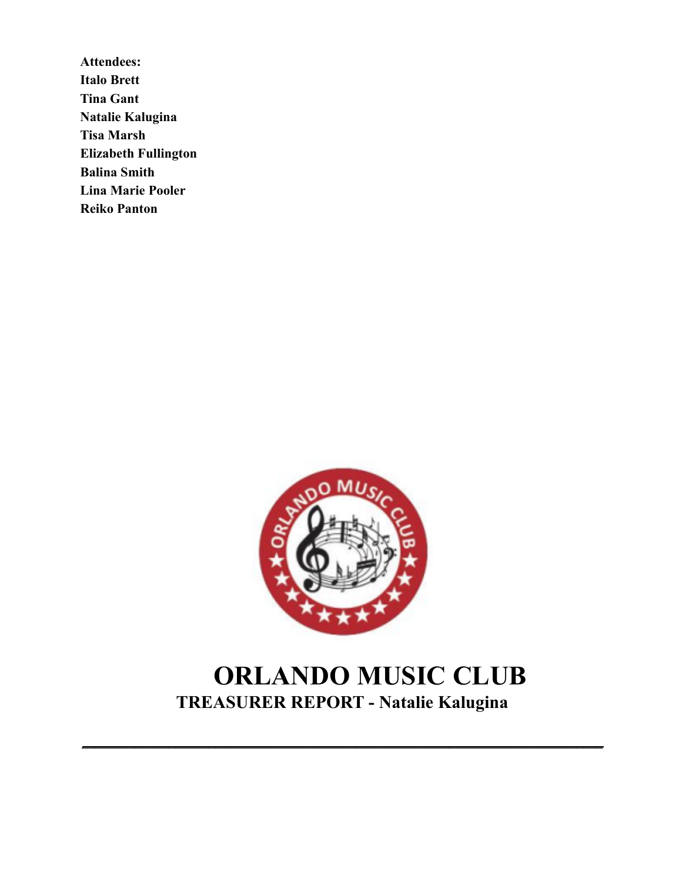**Attendees:**
**Italo Brett**
**Tina Gant**
**Natalie Kalugina**
**Tisa Marsh**
**Elizabeth Fullington**
**Balina Smith**
**Lina Marie Pooler**
**Reiko Panton**

# ORLANDO MUSIC CLUB

## TREASURER REPORT - Natalie Kalugina

---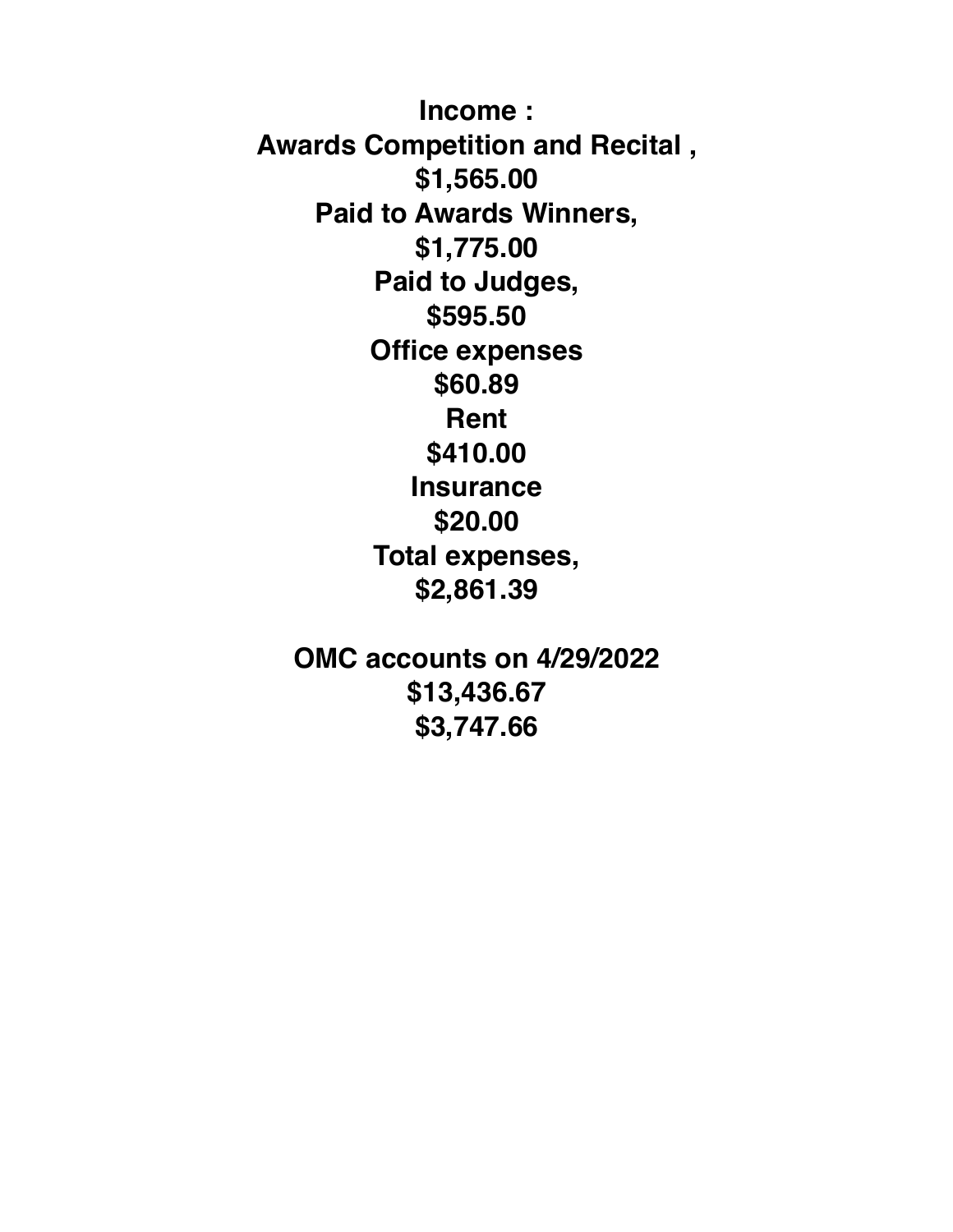**Income :**
**Awards Competition and Recital ,**
**$1,565.00**
**Paid to Awards Winners,**
**$1,775.00**
**Paid to Judges,**
**$595.50**
**Office expenses**
**$60.89**
**Rent**
**$410.00**
**Insurance**
**$20.00**
**Total expenses,**
**$2,861.39**

**OMC accounts on 4/29/2022**
**$13,436.67**
**$3,747.66**